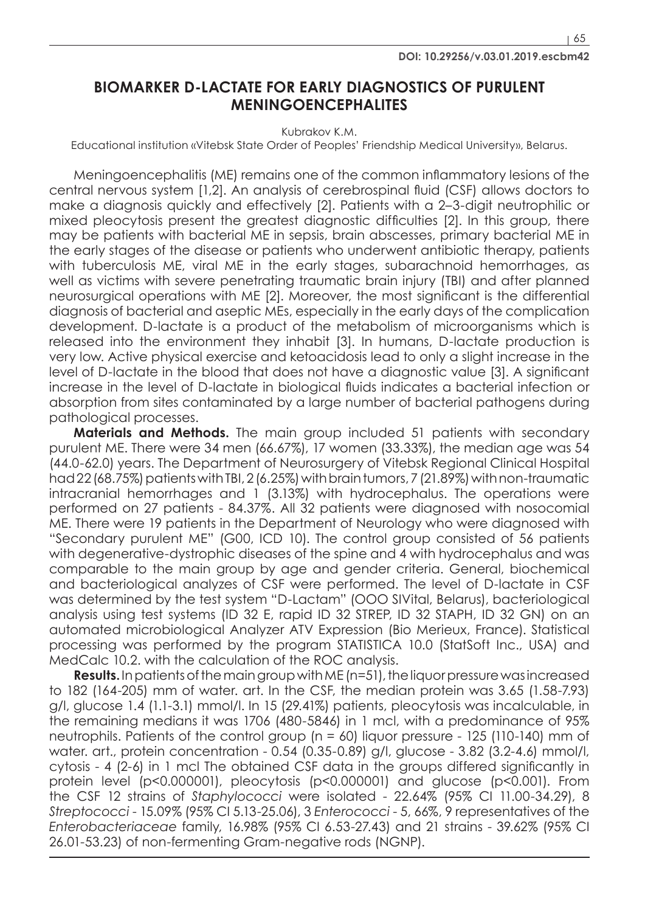DOI: 10.29256/v.03.01.2019.escbm42

# BIOMARKER D-LACTATE FOR EARLY DIAGNOSTICS OF PURULENT MENINGOENCEPHALITES

Kubrakov K.M.

Educational institution «Vitebsk State Order of Peoples' Friendship Medical University», Belarus.

Meningoencephalitis (ME) remains one of the common inflammatory lesions of the central nervous system [1,2]. An analysis of cerebrospinal fluid (CSF) allows doctors to make a diagnosis quickly and effectively [2]. Patients with a 2–3-digit neutrophilic or mixed pleocytosis present the greatest diagnostic difficulties [2]. In this group, there may be patients with bacterial ME in sepsis, brain abscesses, primary bacterial ME in the early stages of the disease or patients who underwent antibiotic therapy, patients with tuberculosis ME, viral ME in the early stages, subarachnoid hemorrhages, as well as victims with severe penetrating traumatic brain injury (TBI) and after planned neurosurgical operations with ME [2]. Moreover, the most significant is the differential diagnosis of bacterial and aseptic MEs, especially in the early days of the complication development. D-lactate is a product of the metabolism of microorganisms which is released into the environment they inhabit [3]. In humans, D-lactate production is very low. Active physical exercise and ketoacidosis lead to only a slight increase in the level of D-lactate in the blood that does not have a diagnostic value [3]. A significant increase in the level of D-lactate in biological fluids indicates a bacterial infection or absorption from sites contaminated by a large number of bacterial pathogens during pathological processes.

**Materials and Methods.** The main group included 51 patients with secondary purulent ME. There were 34 men (66.67%), 17 women (33.33%), the median age was 54 (44.0-62.0) years. The Department of Neurosurgery of Vitebsk Regional Clinical Hospital had 22 (68.75%) patients with TBI, 2 (6.25%) with brain tumors, 7 (21.89%) with non-traumatic intracranial hemorrhages and 1 (3.13%) with hydrocephalus. The operations were performed on 27 patients - 84.37%. All 32 patients were diagnosed with nosocomial ME. There were 19 patients in the Department of Neurology who were diagnosed with "Secondary purulent ME" (G00, ICD 10). The control group consisted of 56 patients with degenerative-dystrophic diseases of the spine and 4 with hydrocephalus and was comparable to the main group by age and gender criteria. General, biochemical and bacteriological analyzes of CSF were performed. The level of D-lactate in CSF was determined by the test system "D-Lactam" (OOO SIVital, Belarus), bacteriological analysis using test systems (ID 32 E, rapid ID 32 STREP, ID 32 STAPH, ID 32 GN) on an automated microbiological Analyzer ATV Expression (Bio Merieux, France). Statistical processing was performed by the program STATISTICA 10.0 (StatSoft Inc., USA) and MedCalc 10.2. with the calculation of the ROC analysis.

**Results.** In patients of the main group with ME (n=51), the liquor pressure was increased to 182 (164-205) mm of water. art. In the CSF, the median protein was 3.65 (1.58-7.93) g/l, glucose 1.4 (1.1-3.1) mmol/l. In 15 (29.41%) patients, pleocytosis was incalculable, in the remaining medians it was 1706 (480-5846) in 1 mcl, with a predominance of 95% neutrophils. Patients of the control group (n = 60) liquor pressure - 125 (110-140) mm of water. art., protein concentration - 0.54 (0.35-0.89) g/l, glucose - 3.82 (3.2-4.6) mmol/l, cytosis - 4 (2-6) in 1 mcl The obtained CSF data in the groups differed significantly in protein level ($p<0.000001$), pleocytosis ($p<0.000001$) and glucose ($p<0.001$). From the CSF 12 strains of *Staphylococci* were isolated - 22.64% (95% CI 11.00-34.29), 8 *Streptococci* - 15.09% (95% CI 5.13-25.06), 3 *Enterococci* - 5, 66%, 9 representatives of the *Enterobacteriaceae* family, 16.98% (95% CI 6.53-27.43) and 21 strains - 39.62% (95% CI 26.01-53.23) of non-fermenting Gram-negative rods (NGNP).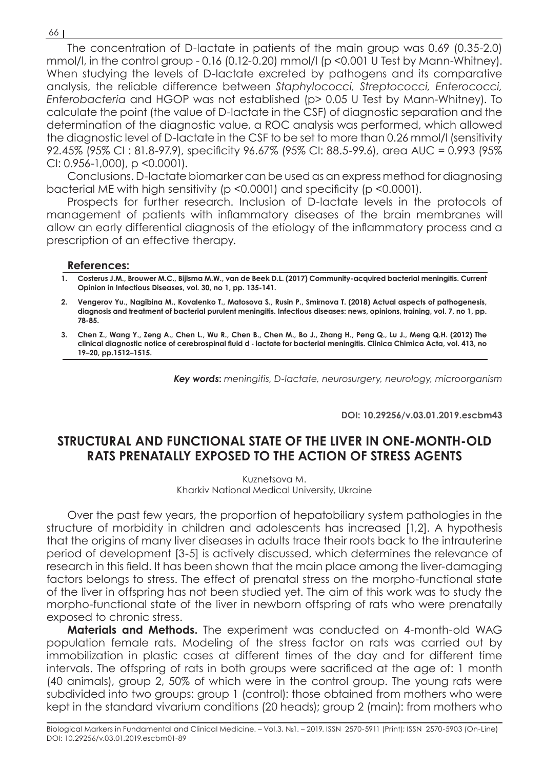The concentration of D-lactate in patients of the main group was 0.69 (0.35-2.0) mmol/l, in the control group - 0.16 (0.12-0.20) mmol/l ($p < 0.001$ U Test by Mann-Whitney). When studying the levels of D-lactate excreted by pathogens and its comparative analysis, the reliable difference between *Staphylococci, Streptococci, Enterococci, Enterobacteria* and HGOP was not established ($p > 0.05$ U Test by Mann-Whitney). To calculate the point (the value of D-lactate in the CSF) of diagnostic separation and the determination of the diagnostic value, a ROC analysis was performed, which allowed the diagnostic level of D-lactate in the CSF to be set to more than 0.26 mmol/l (sensitivity 92.45% (95% CI : 81.8-97.9), specificity 96.67% (95% CI: 88.5-99.6), area AUC = 0.993 (95% CI: 0.956-1,000), $p < 0.0001$).

Conclusions. D-lactate biomarker can be used as an express method for diagnosing bacterial ME with high sensitivity ($p < 0.0001$) and specificity ($p < 0.0001$).

Prospects for further research. Inclusion of D-lactate levels in the protocols of management of patients with inflammatory diseases of the brain membranes will allow an early differential diagnosis of the etiology of the inflammatory process and a prescription of an effective therapy.

**References:**

1. **Costerus J.M., Brouwer M.C., Bijlsma M.W., van de Beek D.L. (2017) Community-acquired bacterial meningitis. Current Opinion in Infectious Diseases, vol. 30, no 1, pp. 135-141.**
2. **Vengerov Yu., Nagibina M., Kovalenko T., Matosova S., Rusin P., Smirnova T. (2018) Actual aspects of pathogenesis, diagnosis and treatment of bacterial purulent meningitis. Infectious diseases: news, opinions, training, vol. 7, no 1, pp. 78-85.**
3. **Chen Z., Wang Y., Zeng A., Chen L., Wu R., Chen B., Chen M., Bo J., Zhang H., Peng Q., Lu J., Meng Q.H. (2012) The clinical diagnostic notice of cerebrospinal fluid d - lactate for bacterial meningitis. Clinica Chimica Acta, vol. 413, no 19–20, pp.1512–1515.**

***Key words:*** *meningitis, D-lactate, neurosurgery, neurology, microorganism*

**DOI: 10.29256/v.03.01.2019.escbm43**

## STRUCTURAL AND FUNCTIONAL STATE OF THE LIVER IN ONE-MONTH-OLD RATS PRENATALLY EXPOSED TO THE ACTION OF STRESS AGENTS

Kuznetsova M.
Kharkiv National Medical University, Ukraine

Over the past few years, the proportion of hepatobiliary system pathologies in the structure of morbidity in children and adolescents has increased [1,2]. A hypothesis that the origins of many liver diseases in adults trace their roots back to the intrauterine period of development [3-5] is actively discussed, which determines the relevance of research in this field. It has been shown that the main place among the liver-damaging factors belongs to stress. The effect of prenatal stress on the morpho-functional state of the liver in offspring has not been studied yet. The aim of this work was to study the morpho-functional state of the liver in newborn offspring of rats who were prenatally exposed to chronic stress.

**Materials and Methods.** The experiment was conducted on 4-month-old WAG population female rats. Modeling of the stress factor on rats was carried out by immobilization in plastic cases at different times of the day and for different time intervals. The offspring of rats in both groups were sacrificed at the age of: 1 month (40 animals), group 2, 50% of which were in the control group. The young rats were subdivided into two groups: group 1 (control): those obtained from mothers who were kept in the standard vivarium conditions (20 heads); group 2 (main): from mothers who